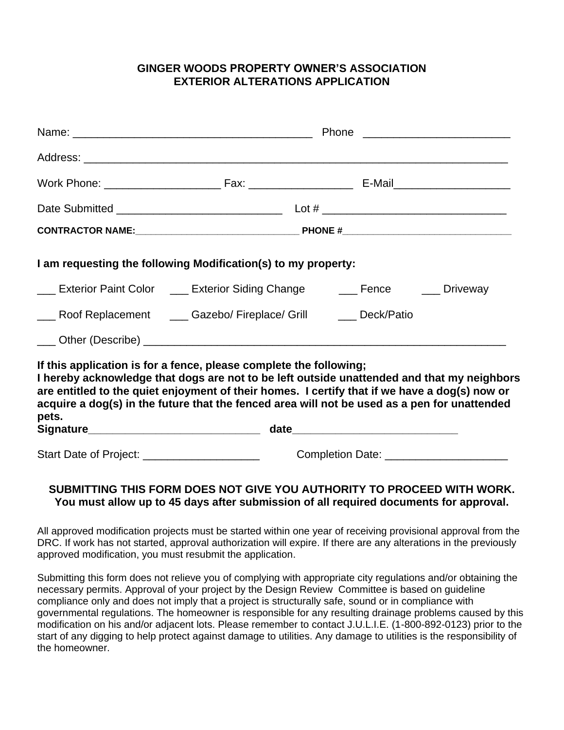**GINGER WOODS PROPERTY OWNER'S ASSOCIATION**
**EXTERIOR ALTERATIONS APPLICATION**

Name: _______________________________________ Phone ________________________

Address: _______________________________________________________________________

Work Phone: ___________________ Fax: _________________ E-Mail___________________

Date Submitted ___________________________ Lot # ______________________________

**CONTRACTOR NAME:**_________________________________ **PHONE #**_________________________________

**I am requesting the following Modification(s) to my property:**

___ Exterior Paint Color ___ Exterior Siding Change ___ Fence ___ Driveway

___ Roof Replacement ___ Gazebo/ Fireplace/ Grill ___ Deck/Patio

___ Other (Describe) ___________________________________________________________

**If this application is for a fence, please complete the following;**
**I hereby acknowledge that dogs are not to be left outside unattended and that my neighbors are entitled to the quiet enjoyment of their homes. I certify that if we have a dog(s) now or acquire a dog(s) in the future that the fenced area will not be used as a pen for unattended pets.**
**Signature**____________________________ **date**___________________________

Start Date of Project: ___________________ Completion Date: ____________________

**SUBMITTING THIS FORM DOES NOT GIVE YOU AUTHORITY TO PROCEED WITH WORK. You must allow up to 45 days after submission of all required documents for approval.**

All approved modification projects must be started within one year of receiving provisional approval from the DRC. If work has not started, approval authorization will expire. If there are any alterations in the previously approved modification, you must resubmit the application.

Submitting this form does not relieve you of complying with appropriate city regulations and/or obtaining the necessary permits. Approval of your project by the Design Review Committee is based on guideline compliance only and does not imply that a project is structurally safe, sound or in compliance with governmental regulations. The homeowner is responsible for any resulting drainage problems caused by this modification on his and/or adjacent lots. Please remember to contact J.U.L.I.E. (1-800-892-0123) prior to the start of any digging to help protect against damage to utilities. Any damage to utilities is the responsibility of the homeowner.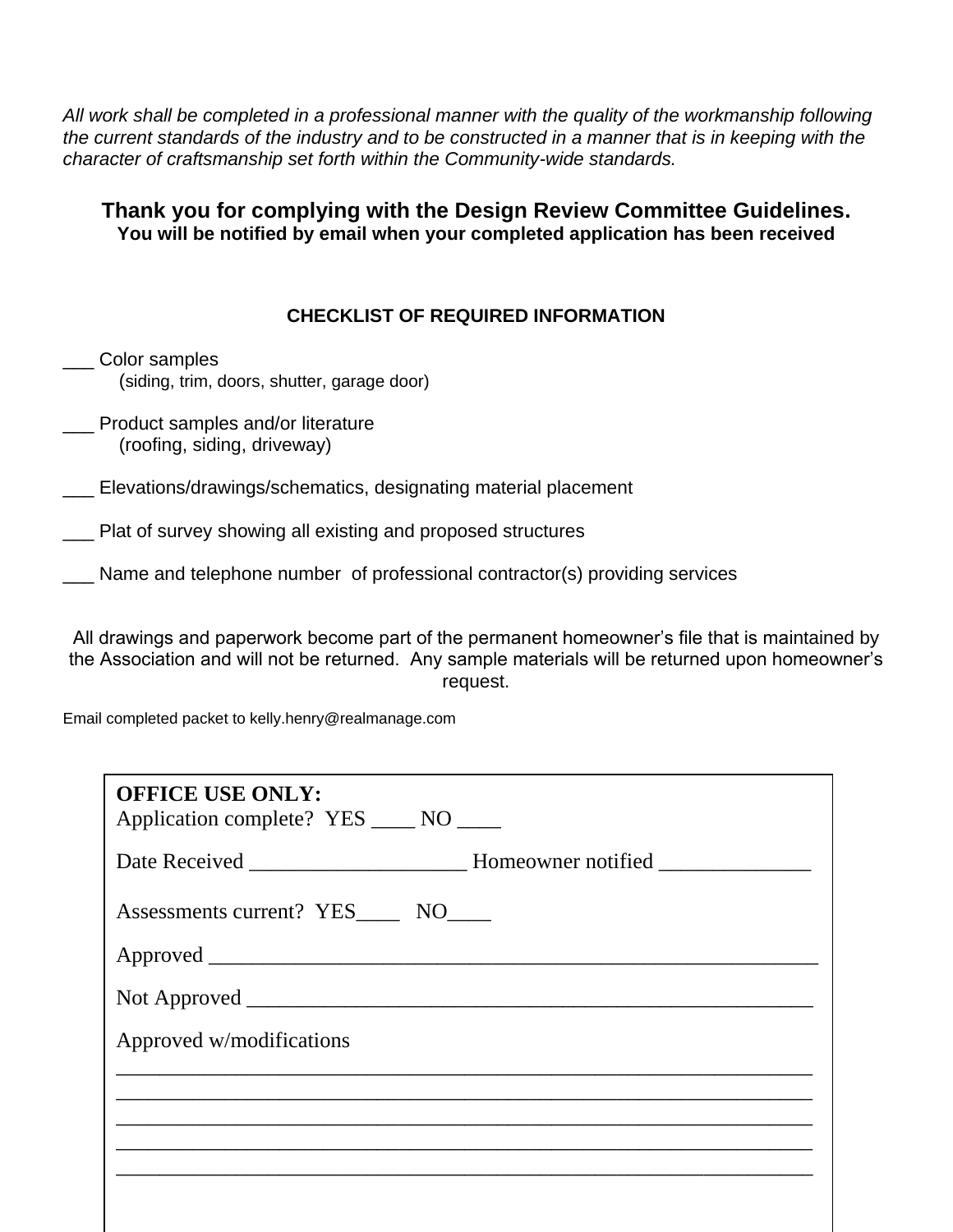*All work shall be completed in a professional manner with the quality of the workmanship following the current standards of the industry and to be constructed in a manner that is in keeping with the character of craftsmanship set forth within the Community-wide standards.*

## Thank you for complying with the Design Review Committee Guidelines.

**You will be notified by email when your completed application has been received**

### CHECKLIST OF REQUIRED INFORMATION

___ Color samples
(siding, trim, doors, shutter, garage door)

___ Product samples and/or literature
(roofing, siding, driveway)

___ Elevations/drawings/schematics, designating material placement

___ Plat of survey showing all existing and proposed structures

___ Name and telephone number of professional contractor(s) providing services

All drawings and paperwork become part of the permanent homeowner's file that is maintained by the Association and will not be returned. Any sample materials will be returned upon homeowner's request.

Email completed packet to kelly.henry@realmanage.com

**OFFICE USE ONLY:**

Application complete? YES ____ NO ____

Date Received ____________________ Homeowner notified ______________

Assessments current? YES____ NO____

Approved ____________________________________________________________

Not Approved ________________________________________________________

Approved w/modifications

___________________________________________________________________

___________________________________________________________________

___________________________________________________________________

___________________________________________________________________

___________________________________________________________________